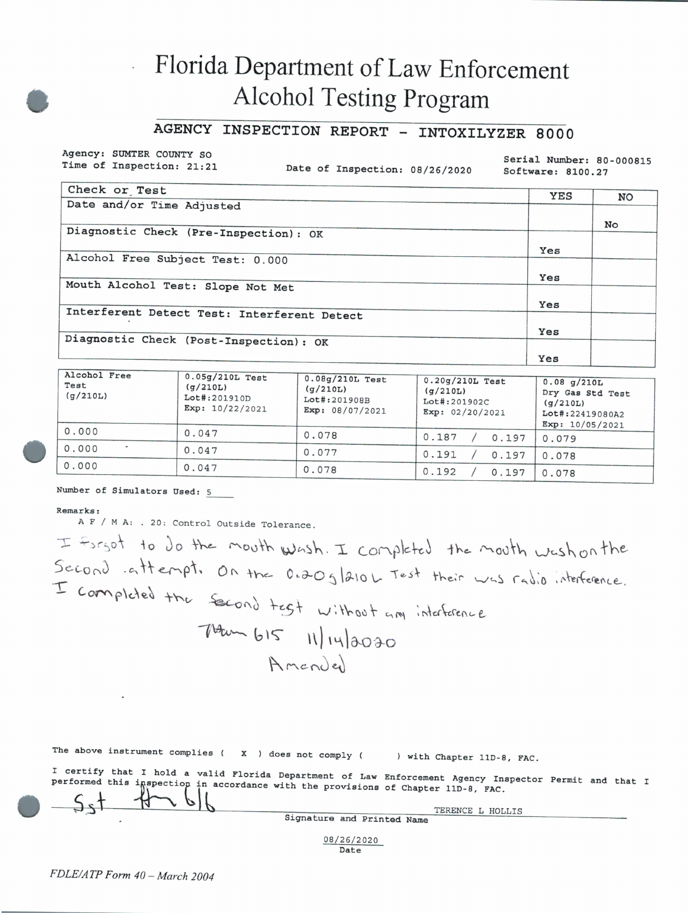# Florida Department of Law Enforcement
# Alcohol Testing Program

## AGENCY INSPECTION REPORT - INTOXILYZER 8000

Agency: SUMTER COUNTY SO
Time of Inspection: 21:21
Date of Inspection: 08/26/2020
Serial Number: 80-000815
Software: 8100.27

| Check or Test | YES | NO |
|---|---|---|
| Date and/or Time Adjusted | | No |
| Diagnostic Check (Pre-Inspection): OK | Yes | |
| Alcohol Free Subject Test: 0.000 | Yes | |
| Mouth Alcohol Test: Slope Not Met | Yes | |
| Interferent Detect Test: Interferent Detect | Yes | |
| Diagnostic Check (Post-Inspection): OK | Yes | |

| Alcohol Free Test (g/210L) | 0.05g/210L Test (g/210L) Lot#:201910D Exp: 10/22/2021 | 0.08g/210L Test (g/210L) Lot#:201908B Exp: 08/07/2021 | 0.20g/210L Test (g/210L) Lot#:201902C Exp: 02/20/2021 | 0.08 g/210L Dry Gas Std Test (g/210L) Lot#:22419080A2 Exp: 10/05/2021 |
|---|---|---|---|---|
| 0.000 | 0.047 | 0.078 | 0.187 / 0.197 | 0.079 |
| 0.000 | 0.047 | 0.077 | 0.191 / 0.197 | 0.078 |
| 0.000 | 0.047 | 0.078 | 0.192 / 0.197 | 0.078 |

Number of Simulators Used: 5

Remarks:
A F / M A: . 20: Control Outside Tolerance.

I forgot to do the mouth wash. I completed the mouth wash on the Second attempt. On the 0.20g/210L Test their was radio interference. I completed the second test without any interference

TLH 615 11/14/2020
Amended

The above instrument complies ( X ) does not comply ( ) with Chapter 11D-8, FAC.

I certify that I hold a valid Florida Department of Law Enforcement Agency Inspector Permit and that I performed this inspection in accordance with the provisions of Chapter 11D-8, FAC.

Sgt TLH 616 — TERENCE L HOLLIS
Signature and Printed Name

08/26/2020
Date

FDLE/ATP Form 40 – March 2004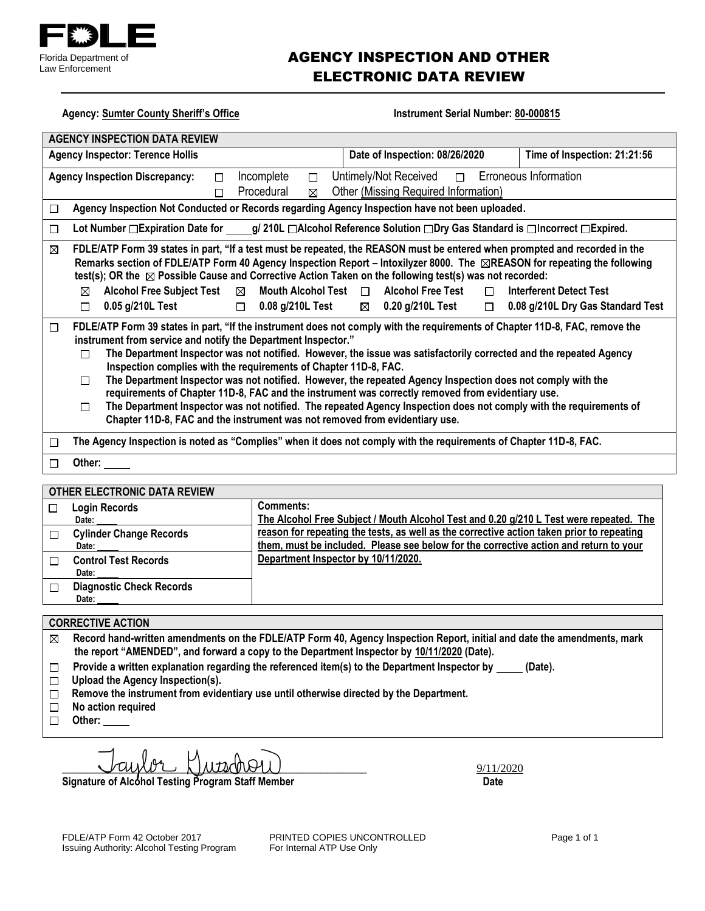FDLE

Florida Department of Law Enforcement

# AGENCY INSPECTION AND OTHER ELECTRONIC DATA REVIEW

**Agency:** **Sumter County Sheriff's Office** **Instrument Serial Number:** **80-000815**

## AGENCY INSPECTION DATA REVIEW

| | | |
|---|---|---|
| **Agency Inspector: Terence Hollis** | **Date of Inspection: 08/26/2020** | **Time of Inspection: 21:21:56** |

**Agency Inspection Discrepancy:** ☐ Incomplete ☐ Untimely/Not Received ☐ Erroneous Information ☐ Procedural ☒ Other (Missing Required Information)

☐ **Agency Inspection Not Conducted or Records regarding Agency Inspection have not been uploaded.**

☐ **Lot Number ☐Expiration Date for \_\_\_\_ g/ 210L ☐Alcohol Reference Solution ☐Dry Gas Standard is ☐Incorrect ☐Expired.**

☒ **FDLE/ATP Form 39 states in part, "If a test must be repeated, the REASON must be entered when prompted and recorded in the Remarks section of FDLE/ATP Form 40 Agency Inspection Report – Intoxilyzer 8000. The ☒REASON for repeating the following test(s); OR the ☒ Possible Cause and Corrective Action Taken on the following test(s) was not recorded:**

- ☒ **Alcohol Free Subject Test** ☒ **Mouth Alcohol Test** ☐ **Alcohol Free Test** ☐ **Interferent Detect Test**
- ☐ **0.05 g/210L Test** ☐ **0.08 g/210L Test** ☒ **0.20 g/210L Test** ☐ **0.08 g/210L Dry Gas Standard Test**

☐ **FDLE/ATP Form 39 states in part, "If the instrument does not comply with the requirements of Chapter 11D-8, FAC, remove the instrument from service and notify the Department Inspector."**

- ☐ **The Department Inspector was not notified. However, the issue was satisfactorily corrected and the repeated Agency Inspection complies with the requirements of Chapter 11D-8, FAC.**
- ☐ **The Department Inspector was not notified. However, the repeated Agency Inspection does not comply with the requirements of Chapter 11D-8, FAC and the instrument was correctly removed from evidentiary use.**
- ☐ **The Department Inspector was not notified. The repeated Agency Inspection does not comply with the requirements of Chapter 11D-8, FAC and the instrument was not removed from evidentiary use.**

☐ **The Agency Inspection is noted as "Complies" when it does not comply with the requirements of Chapter 11D-8, FAC.**

☐ **Other:** \_\_\_\_

## OTHER ELECTRONIC DATA REVIEW

| | |
|---|---|
| ☐ **Login Records** Date: \_\_\_\_ | **Comments:** **The Alcohol Free Subject / Mouth Alcohol Test and 0.20 g/210 L Test were repeated. The reason for repeating the tests, as well as the corrective action taken prior to repeating them, must be included. Please see below for the corrective action and return to your Department Inspector by 10/11/2020.** |
| ☐ **Cylinder Change Records** Date: \_\_\_\_ | |
| ☐ **Control Test Records** Date: \_\_\_\_ | |
| ☐ **Diagnostic Check Records** Date: \_\_\_\_ | |

## CORRECTIVE ACTION

- ☒ **Record hand-written amendments on the FDLE/ATP Form 40, Agency Inspection Report, initial and date the amendments, mark the report "AMENDED", and forward a copy to the Department Inspector by 10/11/2020 (Date).**
- ☐ **Provide a written explanation regarding the referenced item(s) to the Department Inspector by \_\_\_\_ (Date).**
- ☐ **Upload the Agency Inspection(s).**
- ☐ **Remove the instrument from evidentiary use until otherwise directed by the Department.**
- ☐ **No action required**
- ☐ **Other:** \_\_\_\_

Taylor Gutschow — 9/11/2020

**Signature of Alcohol Testing Program Staff Member** **Date**

FDLE/ATP Form 42 October 2017
Issuing Authority: Alcohol Testing Program

PRINTED COPIES UNCONTROLLED
For Internal ATP Use Only